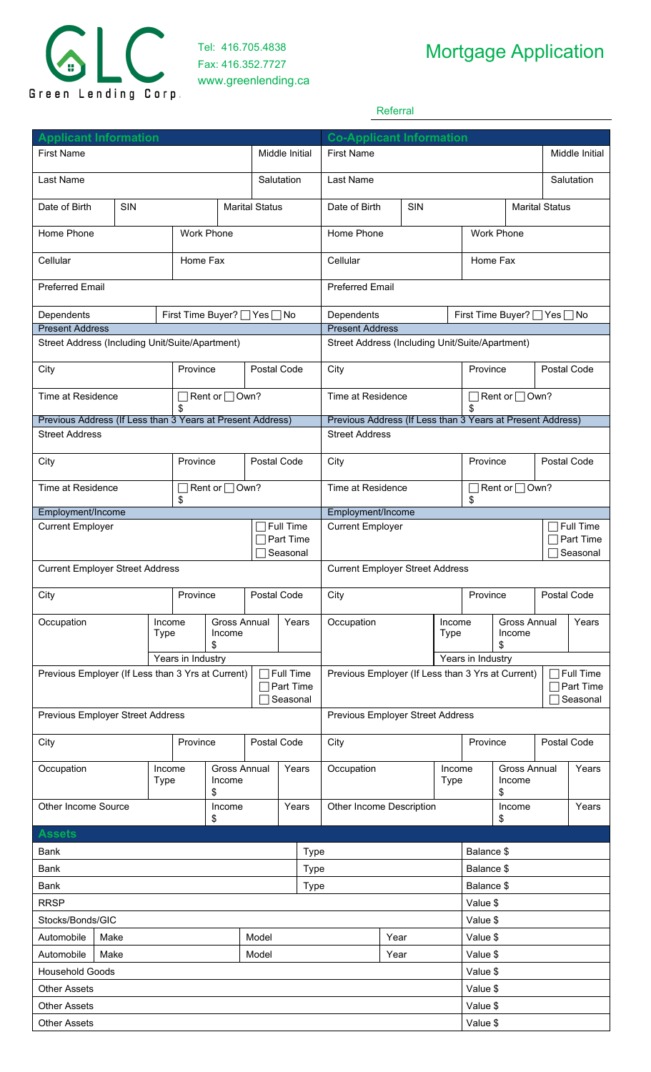Green Lending Corp.

Tel: 416.705.4838
Fax: 416.352.7727
www.greenlending.ca

# Mortgage Application

Referral

| Applicant Information | | | | Co-Applicant Information | | | |
|---|---|---|---|---|---|---|---|
| First Name | | | Middle Initial | First Name | | | Middle Initial |
| Last Name | | | Salutation | Last Name | | | Salutation |
| Date of Birth | SIN | | Marital Status | Date of Birth | SIN | | Marital Status |
| Home Phone | Work Phone | | | Home Phone | | Work Phone | |
| Cellular | Home Fax | | | Cellular | | Home Fax | |
| Preferred Email | | | | Preferred Email | | | |
| Dependents | First Time Buyer? ☐ Yes ☐ No | | | Dependents | | First Time Buyer? ☐ Yes ☐ No | |
| **Present Address** | | | | **Present Address** | | | |
| Street Address (Including Unit/Suite/Apartment) | | | | Street Address (Including Unit/Suite/Apartment) | | | |
| City | Province | Postal Code | | City | | Province | Postal Code |
| Time at Residence | ☐ Rent or ☐ Own? $ | | | Time at Residence | | ☐ Rent or ☐ Own? $ | |
| **Previous Address (If Less than 3 Years at Present Address)** | | | | **Previous Address (If Less than 3 Years at Present Address)** | | | |
| Street Address | | | | Street Address | | | |
| City | Province | Postal Code | | City | | Province | Postal Code |
| Time at Residence | ☐ Rent or ☐ Own? $ | | | Time at Residence | | ☐ Rent or ☐ Own? $ | |
| **Employment/Income** | | | | **Employment/Income** | | | |
| Current Employer | | ☐ Full Time ☐ Part Time ☐ Seasonal | | Current Employer | | | ☐ Full Time ☐ Part Time ☐ Seasonal |
| Current Employer Street Address | | | | Current Employer Street Address | | | |
| City | Province | Postal Code | | City | | Province | Postal Code |
| Occupation | Income Type | Gross Annual Income $ | Years | Occupation | Income Type | Gross Annual Income $ | Years |
| | Years in Industry | | | | Years in Industry | | |
| Previous Employer (If Less than 3 Yrs at Current) | | ☐ Full Time ☐ Part Time ☐ Seasonal | | Previous Employer (If Less than 3 Yrs at Current) | | | ☐ Full Time ☐ Part Time ☐ Seasonal |
| Previous Employer Street Address | | | | Previous Employer Street Address | | | |
| City | Province | Postal Code | | City | | Province | Postal Code |
| Occupation | Income Type | Gross Annual Income $ | Years | Occupation | Income Type | Gross Annual Income $ | Years |
| Other Income Source | | Income $ | Years | Other Income Description | | Income $ | Years |

## Assets

| | | | | |
|---|---|---|---|---|
| Bank | | Type | | Balance $ |
| Bank | | Type | | Balance $ |
| Bank | | Type | | Balance $ |
| RRSP | | | | Value $ |
| Stocks/Bonds/GIC | | | | Value $ |
| Automobile | Make | Model | Year | Value $ |
| Automobile | Make | Model | Year | Value $ |
| Household Goods | | | | Value $ |
| Other Assets | | | | Value $ |
| Other Assets | | | | Value $ |
| Other Assets | | | | Value $ |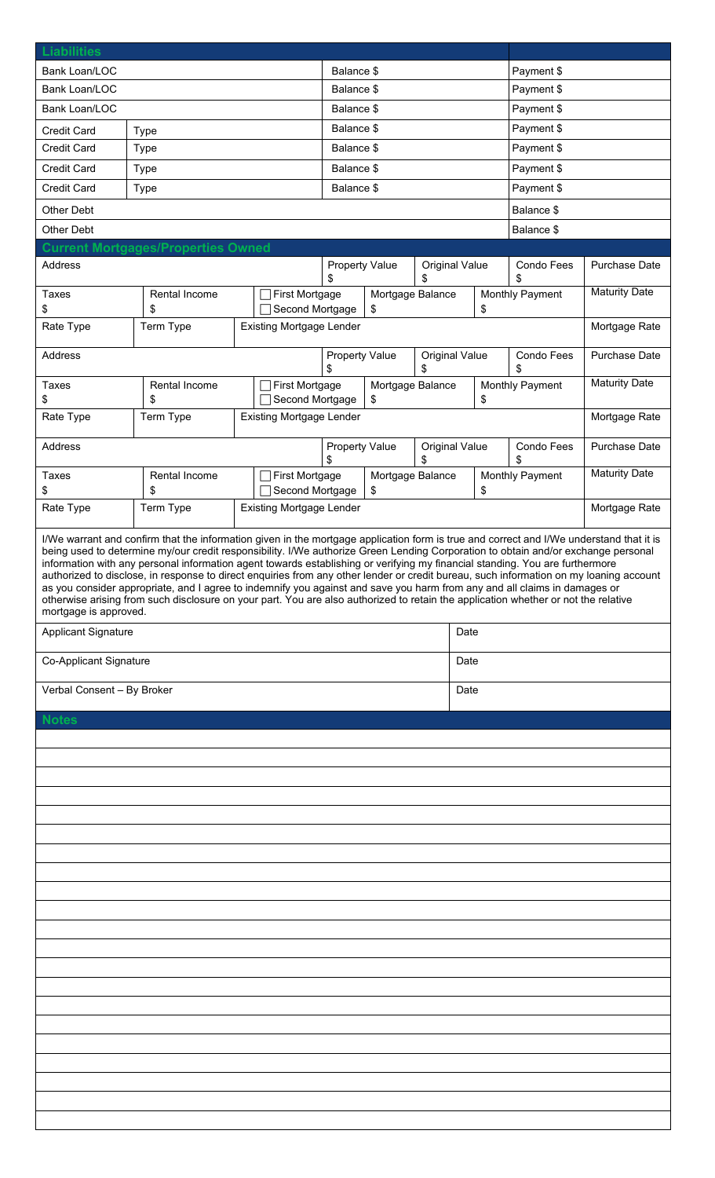## Liabilities

| | | | |
|---|---|---|---|
| Bank Loan/LOC | | Balance $ | Payment $ |
| Bank Loan/LOC | | Balance $ | Payment $ |
| Bank Loan/LOC | | Balance $ | Payment $ |
| Credit Card | Type | Balance $ | Payment $ |
| Credit Card | Type | Balance $ | Payment $ |
| Credit Card | Type | Balance $ | Payment $ |
| Credit Card | Type | Balance $ | Payment $ |
| Other Debt | | | Balance $ |
| Other Debt | | | Balance $ |

## Current Mortgages/Properties Owned

| | | | | | | |
|---|---|---|---|---|---|---|
| Address | | | Property Value $ | Original Value $ | Condo Fees $ | Purchase Date |
| Taxes $ | Rental Income $ | ☐ First Mortgage ☐ Second Mortgage | Mortgage Balance $ | | Monthly Payment $ | Maturity Date |
| Rate Type | Term Type | Existing Mortgage Lender | | | | Mortgage Rate |
| Address | | | Property Value $ | Original Value $ | Condo Fees $ | Purchase Date |
| Taxes $ | Rental Income $ | ☐ First Mortgage ☐ Second Mortgage | Mortgage Balance $ | | Monthly Payment $ | Maturity Date |
| Rate Type | Term Type | Existing Mortgage Lender | | | | Mortgage Rate |
| Address | | | Property Value $ | Original Value $ | Condo Fees $ | Purchase Date |
| Taxes $ | Rental Income $ | ☐ First Mortgage ☐ Second Mortgage | Mortgage Balance $ | | Monthly Payment $ | Maturity Date |
| Rate Type | Term Type | Existing Mortgage Lender | | | | Mortgage Rate |

I/We warrant and confirm that the information given in the mortgage application form is true and correct and I/We understand that it is being used to determine my/our credit responsibility. I/We authorize Green Lending Corporation to obtain and/or exchange personal information with any personal information agent towards establishing or verifying my financial standing. You are furthermore authorized to disclose, in response to direct enquiries from any other lender or credit bureau, such information on my loaning account as you consider appropriate, and I agree to indemnify you against and save you harm from any and all claims in damages or otherwise arising from such disclosure on your part. You are also authorized to retain the application whether or not the relative mortgage is approved.

| | |
|---|---|
| Applicant Signature | Date |
| Co-Applicant Signature | Date |
| Verbal Consent – By Broker | Date |

## Notes